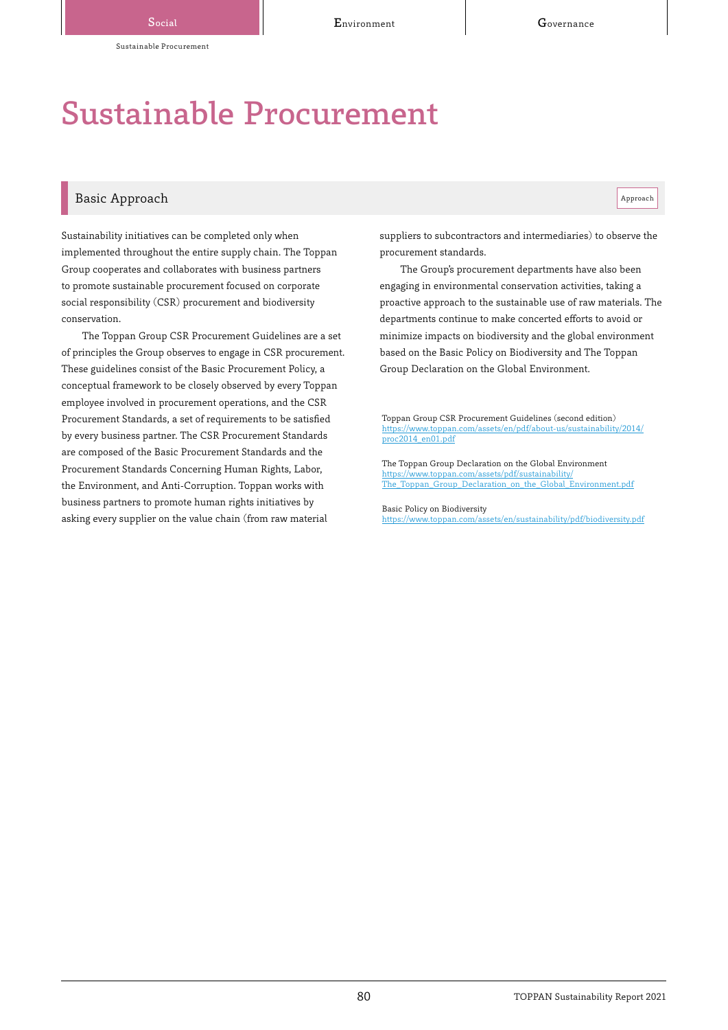# Sustainable Procurement

## Basic Approach

Approach

Sustainability initiatives can be completed only when implemented throughout the entire supply chain. The Toppan Group cooperates and collaborates with business partners to promote sustainable procurement focused on corporate social responsibility (CSR) procurement and biodiversity conservation.

The Toppan Group CSR Procurement Guidelines are a set of principles the Group observes to engage in CSR procurement. These guidelines consist of the Basic Procurement Policy, a conceptual framework to be closely observed by every Toppan employee involved in procurement operations, and the CSR Procurement Standards, a set of requirements to be satisfied by every business partner. The CSR Procurement Standards are composed of the Basic Procurement Standards and the Procurement Standards Concerning Human Rights, Labor, the Environment, and Anti-Corruption. Toppan works with business partners to promote human rights initiatives by asking every supplier on the value chain (from raw material suppliers to subcontractors and intermediaries) to observe the procurement standards.

The Group's procurement departments have also been engaging in environmental conservation activities, taking a proactive approach to the sustainable use of raw materials. The departments continue to make concerted efforts to avoid or minimize impacts on biodiversity and the global environment based on the Basic Policy on Biodiversity and The Toppan Group Declaration on the Global Environment.

Toppan Group CSR Procurement Guidelines (second edition)
https://www.toppan.com/assets/en/pdf/about-us/sustainability/2014/proc2014_en01.pdf

The Toppan Group Declaration on the Global Environment
https://www.toppan.com/assets/pdf/sustainability/The_Toppan_Group_Declaration_on_the_Global_Environment.pdf

Basic Policy on Biodiversity
https://www.toppan.com/assets/en/sustainability/pdf/biodiversity.pdf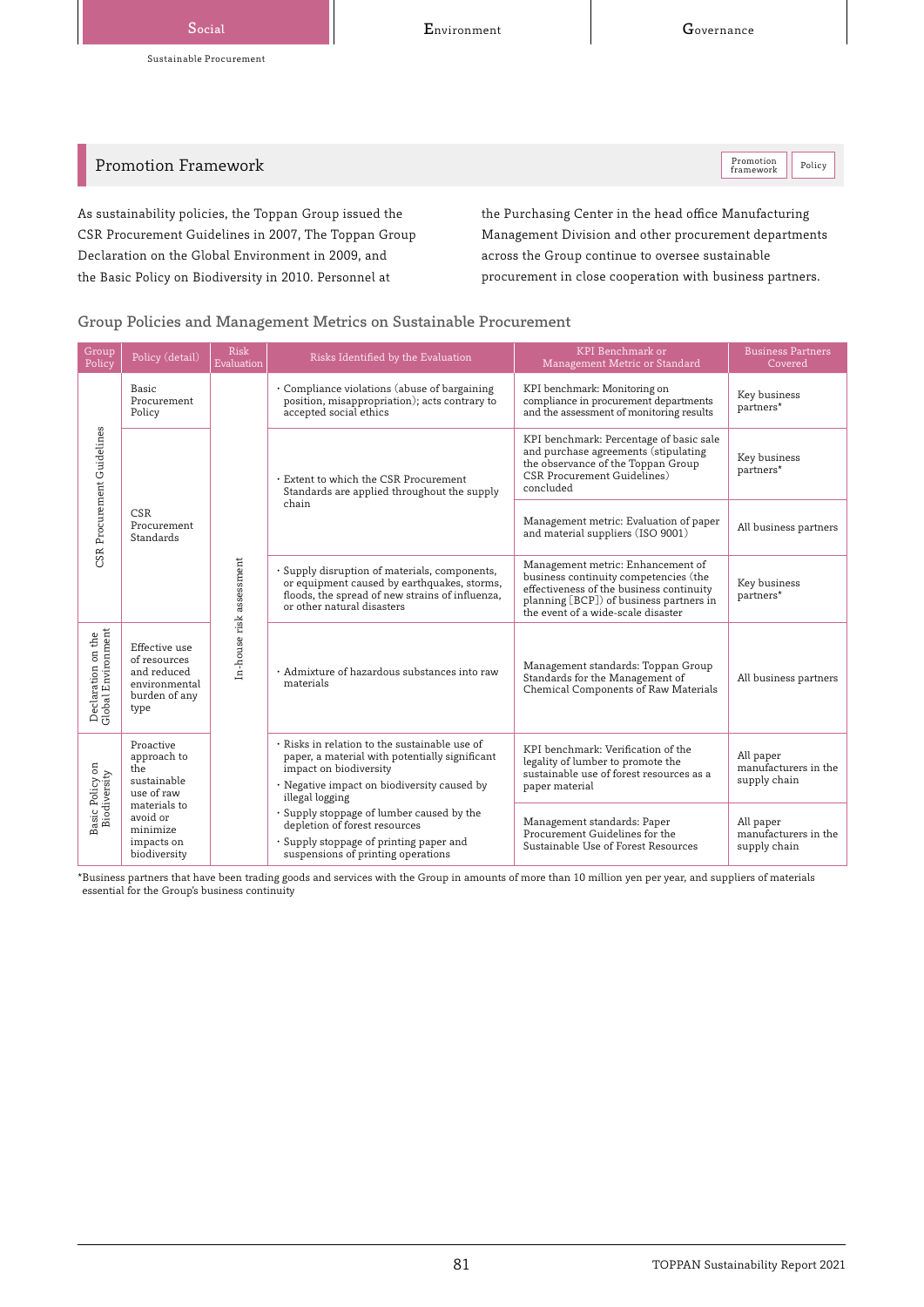## Promotion Framework

As sustainability policies, the Toppan Group issued the CSR Procurement Guidelines in 2007, The Toppan Group Declaration on the Global Environment in 2009, and the Basic Policy on Biodiversity in 2010. Personnel at the Purchasing Center in the head office Manufacturing Management Division and other procurement departments across the Group continue to oversee sustainable procurement in close cooperation with business partners.

### Group Policies and Management Metrics on Sustainable Procurement

| Group Policy | Policy (detail) | Risk Evaluation | Risks Identified by the Evaluation | KPI Benchmark or Management Metric or Standard | Business Partners Covered |
|---|---|---|---|---|---|
| CSR Procurement Guidelines | Basic Procurement Policy | In-house risk assessment | · Compliance violations (abuse of bargaining position, misappropriation); acts contrary to accepted social ethics | KPI benchmark: Monitoring on compliance in procurement departments and the assessment of monitoring results | Key business partners* |
| | CSR Procurement Standards | | · Extent to which the CSR Procurement Standards are applied throughout the supply chain | KPI benchmark: Percentage of basic sale and purchase agreements (stipulating the observance of the Toppan Group CSR Procurement Guidelines) concluded | Key business partners* |
| | | | | Management metric: Evaluation of paper and material suppliers (ISO 9001) | All business partners |
| | | | · Supply disruption of materials, components, or equipment caused by earthquakes, storms, floods, the spread of new strains of influenza, or other natural disasters | Management metric: Enhancement of business continuity competencies (the effectiveness of the business continuity planning [BCP]) of business partners in the event of a wide-scale disaster | Key business partners* |
| Declaration on the Global Environment | Effective use of resources and reduced environmental burden of any type | | · Admixture of hazardous substances into raw materials | Management standards: Toppan Group Standards for the Management of Chemical Components of Raw Materials | All business partners |
| Basic Policy on Biodiversity | Proactive approach to the sustainable use of raw materials to avoid or minimize impacts on biodiversity | | · Risks in relation to the sustainable use of paper, a material with potentially significant impact on biodiversity<br>· Negative impact on biodiversity caused by illegal logging<br>· Supply stoppage of lumber caused by the depletion of forest resources<br>· Supply stoppage of printing paper and suspensions of printing operations | KPI benchmark: Verification of the legality of lumber to promote the sustainable use of forest resources as a paper material | All paper manufacturers in the supply chain |
| | | | | Management standards: Paper Procurement Guidelines for the Sustainable Use of Forest Resources | All paper manufacturers in the supply chain |

*Business partners that have been trading goods and services with the Group in amounts of more than 10 million yen per year, and suppliers of materials essential for the Group's business continuity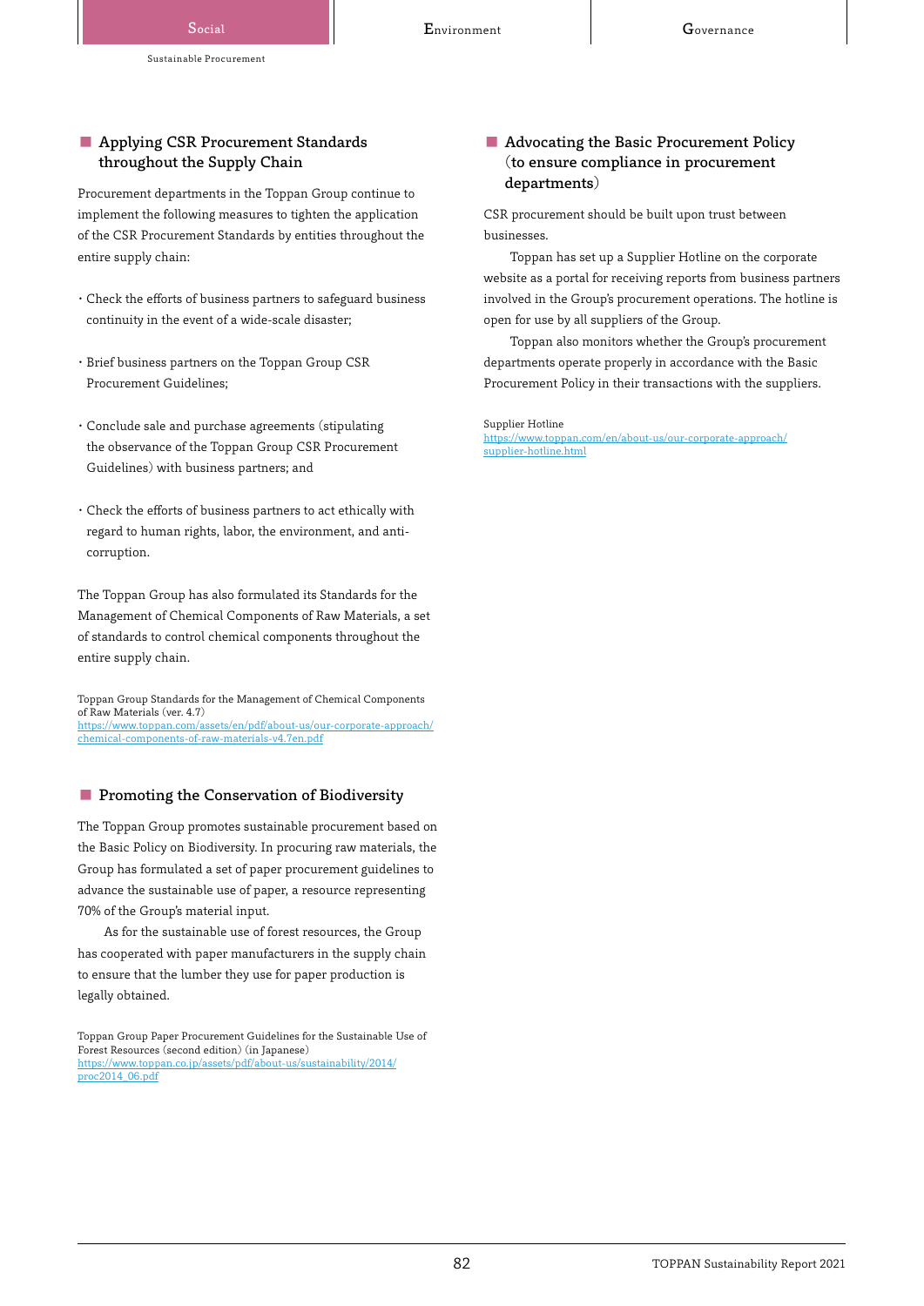## Applying CSR Procurement Standards throughout the Supply Chain

Procurement departments in the Toppan Group continue to implement the following measures to tighten the application of the CSR Procurement Standards by entities throughout the entire supply chain:

- Check the efforts of business partners to safeguard business continuity in the event of a wide-scale disaster;
- Brief business partners on the Toppan Group CSR Procurement Guidelines;
- Conclude sale and purchase agreements (stipulating the observance of the Toppan Group CSR Procurement Guidelines) with business partners; and
- Check the efforts of business partners to act ethically with regard to human rights, labor, the environment, and anti-corruption.

The Toppan Group has also formulated its Standards for the Management of Chemical Components of Raw Materials, a set of standards to control chemical components throughout the entire supply chain.

Toppan Group Standards for the Management of Chemical Components of Raw Materials (ver. 4.7)
https://www.toppan.com/assets/en/pdf/about-us/our-corporate-approach/chemical-components-of-raw-materials-v4.7en.pdf

## Promoting the Conservation of Biodiversity

The Toppan Group promotes sustainable procurement based on the Basic Policy on Biodiversity. In procuring raw materials, the Group has formulated a set of paper procurement guidelines to advance the sustainable use of paper, a resource representing 70% of the Group's material input.

As for the sustainable use of forest resources, the Group has cooperated with paper manufacturers in the supply chain to ensure that the lumber they use for paper production is legally obtained.

Toppan Group Paper Procurement Guidelines for the Sustainable Use of Forest Resources (second edition) (in Japanese)
https://www.toppan.co.jp/assets/pdf/about-us/sustainability/2014/proc2014_06.pdf

## Advocating the Basic Procurement Policy (to ensure compliance in procurement departments)

CSR procurement should be built upon trust between businesses.

Toppan has set up a Supplier Hotline on the corporate website as a portal for receiving reports from business partners involved in the Group's procurement operations. The hotline is open for use by all suppliers of the Group.

Toppan also monitors whether the Group's procurement departments operate properly in accordance with the Basic Procurement Policy in their transactions with the suppliers.

Supplier Hotline
https://www.toppan.com/en/about-us/our-corporate-approach/supplier-hotline.html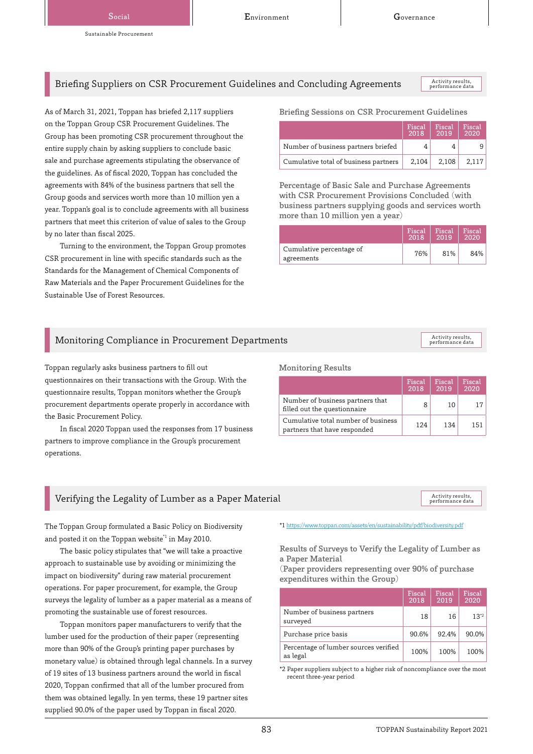## Briefing Suppliers on CSR Procurement Guidelines and Concluding Agreements

Activity results, performance data

As of March 31, 2021, Toppan has briefed 2,117 suppliers on the Toppan Group CSR Procurement Guidelines. The Group has been promoting CSR procurement throughout the entire supply chain by asking suppliers to conclude basic sale and purchase agreements stipulating the observance of the guidelines. As of fiscal 2020, Toppan has concluded the agreements with 84% of the business partners that sell the Group goods and services worth more than 10 million yen a year. Toppan's goal is to conclude agreements with all business partners that meet this criterion of value of sales to the Group by no later than fiscal 2025.

Turning to the environment, the Toppan Group promotes CSR procurement in line with specific standards such as the Standards for the Management of Chemical Components of Raw Materials and the Paper Procurement Guidelines for the Sustainable Use of Forest Resources.

### Briefing Sessions on CSR Procurement Guidelines

| | Fiscal 2018 | Fiscal 2019 | Fiscal 2020 |
|---|---|---|---|
| Number of business partners briefed | 4 | 4 | 9 |
| Cumulative total of business partners | 2,104 | 2,108 | 2,117 |

### Percentage of Basic Sale and Purchase Agreements with CSR Procurement Provisions Concluded (with business partners supplying goods and services worth more than 10 million yen a year)

| | Fiscal 2018 | Fiscal 2019 | Fiscal 2020 |
|---|---|---|---|
| Cumulative percentage of agreements | 76% | 81% | 84% |

## Monitoring Compliance in Procurement Departments

Activity results, performance data

Toppan regularly asks business partners to fill out questionnaires on their transactions with the Group. With the questionnaire results, Toppan monitors whether the Group's procurement departments operate properly in accordance with the Basic Procurement Policy.

In fiscal 2020 Toppan used the responses from 17 business partners to improve compliance in the Group's procurement operations.

### Monitoring Results

| | Fiscal 2018 | Fiscal 2019 | Fiscal 2020 |
|---|---|---|---|
| Number of business partners that filled out the questionnaire | 8 | 10 | 17 |
| Cumulative total number of business partners that have responded | 124 | 134 | 151 |

## Verifying the Legality of Lumber as a Paper Material

Activity results, performance data

The Toppan Group formulated a Basic Policy on Biodiversity and posted it on the Toppan website[*1] in May 2010.

The basic policy stipulates that "we will take a proactive approach to sustainable use by avoiding or minimizing the impact on biodiversity" during raw material procurement operations. For paper procurement, for example, the Group surveys the legality of lumber as a paper material as a means of promoting the sustainable use of forest resources.

Toppan monitors paper manufacturers to verify that the lumber used for the production of their paper (representing more than 90% of the Group's printing paper purchases by monetary value) is obtained through legal channels. In a survey of 19 sites of 13 business partners around the world in fiscal 2020, Toppan confirmed that all of the lumber procured from them was obtained legally. In yen terms, these 19 partner sites supplied 90.0% of the paper used by Toppan in fiscal 2020.

*1 https://www.toppan.com/assets/en/sustainability/pdf/biodiversity.pdf

### Results of Surveys to Verify the Legality of Lumber as a Paper Material (Paper providers representing over 90% of purchase expenditures within the Group)

| | Fiscal 2018 | Fiscal 2019 | Fiscal 2020 |
|---|---|---|---|
| Number of business partners surveyed | 18 | 16 | 13[*2] |
| Purchase price basis | 90.6% | 92.4% | 90.0% |
| Percentage of lumber sources verified as legal | 100% | 100% | 100% |

*2 Paper suppliers subject to a higher risk of noncompliance over the most recent three-year period